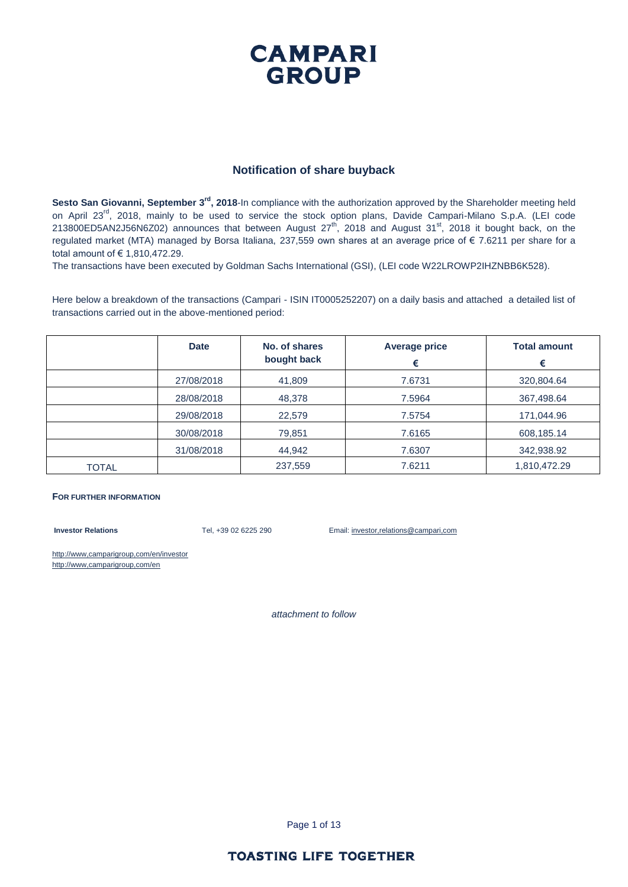# CAMPARI GROUP

## Notification of share buyback

**Sesto San Giovanni, September 3rd, 2018**-In compliance with the authorization approved by the Shareholder meeting held on April 23rd, 2018, mainly to be used to service the stock option plans, Davide Campari-Milano S.p.A. (LEI code 213800ED5AN2J56N6Z02) announces that between August 27th, 2018 and August 31st, 2018 it bought back, on the regulated market (MTA) managed by Borsa Italiana, 237,559 own shares at an average price of € 7.6211 per share for a total amount of € 1,810,472.29.

The transactions have been executed by Goldman Sachs International (GSI), (LEI code W22LROWP2IHZNBB6K528).

Here below a breakdown of the transactions (Campari - ISIN IT0005252207) on a daily basis and attached a detailed list of transactions carried out in the above-mentioned period:

| | Date | No. of shares bought back | Average price € | Total amount € |
|---|---|---|---|---|
| | 27/08/2018 | 41,809 | 7.6731 | 320,804.64 |
| | 28/08/2018 | 48,378 | 7.5964 | 367,498.64 |
| | 29/08/2018 | 22,579 | 7.5754 | 171,044.96 |
| | 30/08/2018 | 79,851 | 7.6165 | 608,185.14 |
| | 31/08/2018 | 44,942 | 7.6307 | 342,938.92 |
| TOTAL | | 237,559 | 7.6211 | 1,810,472.29 |

**FOR FURTHER INFORMATION**

**Investor Relations** Tel, +39 02 6225 290 Email: investor,relations@campari,com

http://www,camparigroup,com/en/investor
http://www,camparigroup,com/en

*attachment to follow*

TOASTING LIFE TOGETHER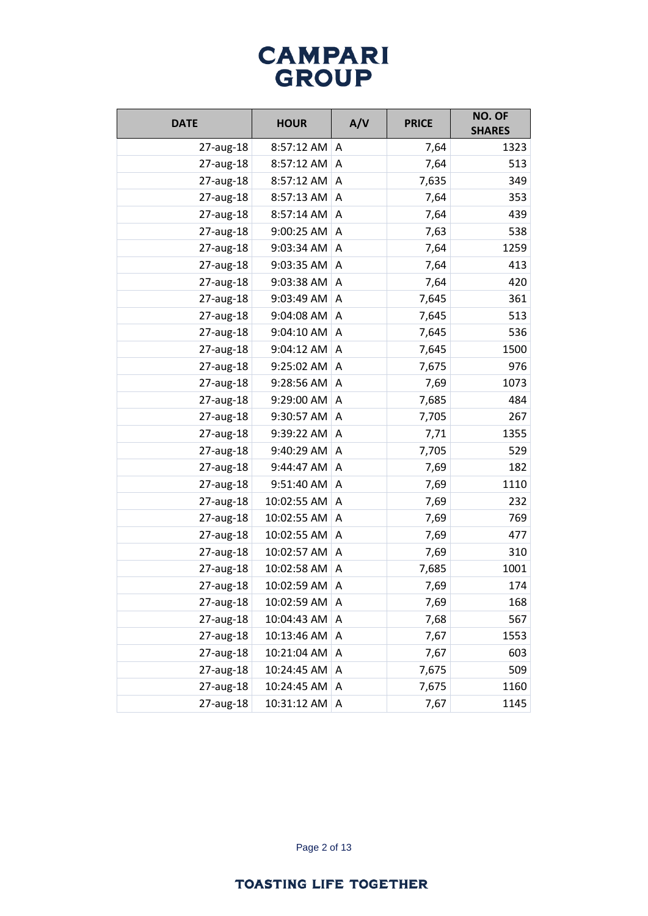# CAMPARI GROUP

| DATE | HOUR | A/V | PRICE | NO. OF SHARES |
| --- | --- | --- | --- | --- |
| 27-aug-18 | 8:57:12 AM | A | 7,64 | 1323 |
| 27-aug-18 | 8:57:12 AM | A | 7,64 | 513 |
| 27-aug-18 | 8:57:12 AM | A | 7,635 | 349 |
| 27-aug-18 | 8:57:13 AM | A | 7,64 | 353 |
| 27-aug-18 | 8:57:14 AM | A | 7,64 | 439 |
| 27-aug-18 | 9:00:25 AM | A | 7,63 | 538 |
| 27-aug-18 | 9:03:34 AM | A | 7,64 | 1259 |
| 27-aug-18 | 9:03:35 AM | A | 7,64 | 413 |
| 27-aug-18 | 9:03:38 AM | A | 7,64 | 420 |
| 27-aug-18 | 9:03:49 AM | A | 7,645 | 361 |
| 27-aug-18 | 9:04:08 AM | A | 7,645 | 513 |
| 27-aug-18 | 9:04:10 AM | A | 7,645 | 536 |
| 27-aug-18 | 9:04:12 AM | A | 7,645 | 1500 |
| 27-aug-18 | 9:25:02 AM | A | 7,675 | 976 |
| 27-aug-18 | 9:28:56 AM | A | 7,69 | 1073 |
| 27-aug-18 | 9:29:00 AM | A | 7,685 | 484 |
| 27-aug-18 | 9:30:57 AM | A | 7,705 | 267 |
| 27-aug-18 | 9:39:22 AM | A | 7,71 | 1355 |
| 27-aug-18 | 9:40:29 AM | A | 7,705 | 529 |
| 27-aug-18 | 9:44:47 AM | A | 7,69 | 182 |
| 27-aug-18 | 9:51:40 AM | A | 7,69 | 1110 |
| 27-aug-18 | 10:02:55 AM | A | 7,69 | 232 |
| 27-aug-18 | 10:02:55 AM | A | 7,69 | 769 |
| 27-aug-18 | 10:02:55 AM | A | 7,69 | 477 |
| 27-aug-18 | 10:02:57 AM | A | 7,69 | 310 |
| 27-aug-18 | 10:02:58 AM | A | 7,685 | 1001 |
| 27-aug-18 | 10:02:59 AM | A | 7,69 | 174 |
| 27-aug-18 | 10:02:59 AM | A | 7,69 | 168 |
| 27-aug-18 | 10:04:43 AM | A | 7,68 | 567 |
| 27-aug-18 | 10:13:46 AM | A | 7,67 | 1553 |
| 27-aug-18 | 10:21:04 AM | A | 7,67 | 603 |
| 27-aug-18 | 10:24:45 AM | A | 7,675 | 509 |
| 27-aug-18 | 10:24:45 AM | A | 7,675 | 1160 |
| 27-aug-18 | 10:31:12 AM | A | 7,67 | 1145 |

TOASTING LIFE TOGETHER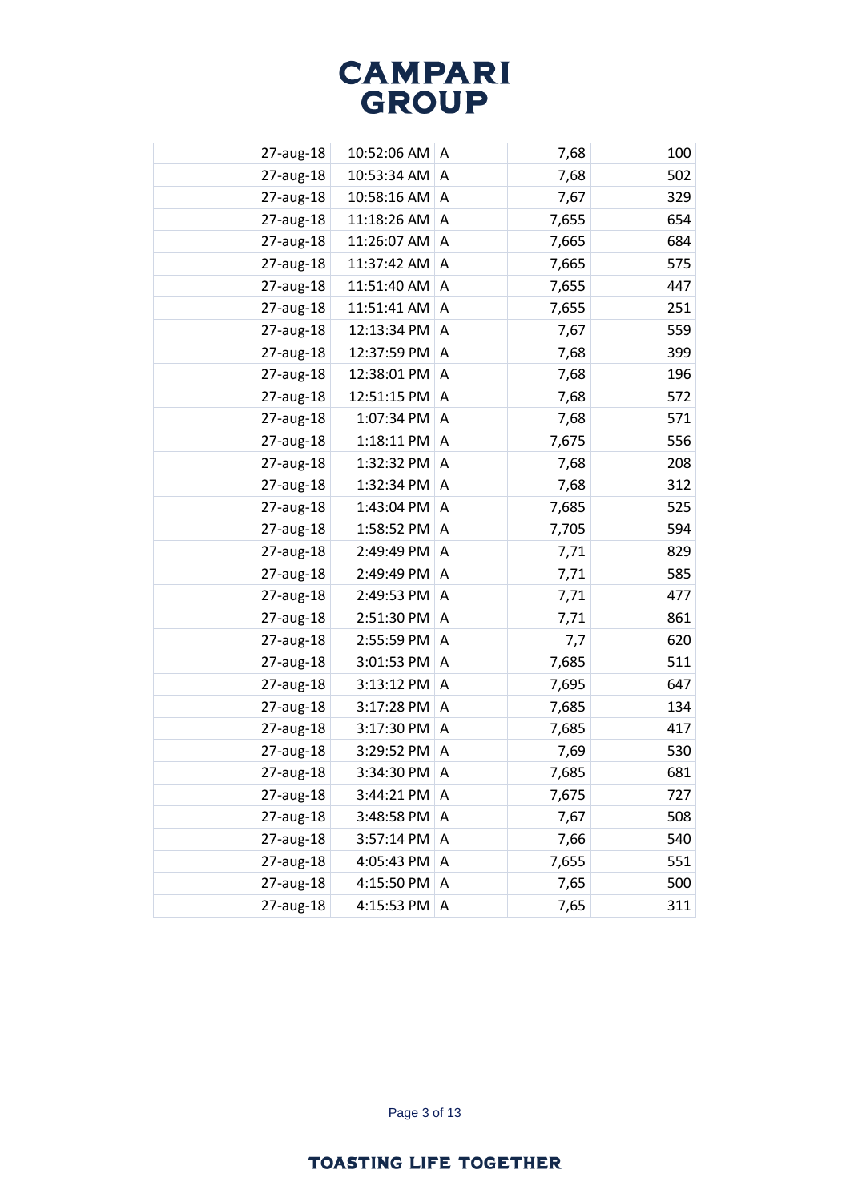| | | | | |
|---|---|---|---|---|
| 27-aug-18 | 10:52:06 AM | A | 7,68 | 100 |
| 27-aug-18 | 10:53:34 AM | A | 7,68 | 502 |
| 27-aug-18 | 10:58:16 AM | A | 7,67 | 329 |
| 27-aug-18 | 11:18:26 AM | A | 7,655 | 654 |
| 27-aug-18 | 11:26:07 AM | A | 7,665 | 684 |
| 27-aug-18 | 11:37:42 AM | A | 7,665 | 575 |
| 27-aug-18 | 11:51:40 AM | A | 7,655 | 447 |
| 27-aug-18 | 11:51:41 AM | A | 7,655 | 251 |
| 27-aug-18 | 12:13:34 PM | A | 7,67 | 559 |
| 27-aug-18 | 12:37:59 PM | A | 7,68 | 399 |
| 27-aug-18 | 12:38:01 PM | A | 7,68 | 196 |
| 27-aug-18 | 12:51:15 PM | A | 7,68 | 572 |
| 27-aug-18 | 1:07:34 PM | A | 7,68 | 571 |
| 27-aug-18 | 1:18:11 PM | A | 7,675 | 556 |
| 27-aug-18 | 1:32:32 PM | A | 7,68 | 208 |
| 27-aug-18 | 1:32:34 PM | A | 7,68 | 312 |
| 27-aug-18 | 1:43:04 PM | A | 7,685 | 525 |
| 27-aug-18 | 1:58:52 PM | A | 7,705 | 594 |
| 27-aug-18 | 2:49:49 PM | A | 7,71 | 829 |
| 27-aug-18 | 2:49:49 PM | A | 7,71 | 585 |
| 27-aug-18 | 2:49:53 PM | A | 7,71 | 477 |
| 27-aug-18 | 2:51:30 PM | A | 7,71 | 861 |
| 27-aug-18 | 2:55:59 PM | A | 7,7 | 620 |
| 27-aug-18 | 3:01:53 PM | A | 7,685 | 511 |
| 27-aug-18 | 3:13:12 PM | A | 7,695 | 647 |
| 27-aug-18 | 3:17:28 PM | A | 7,685 | 134 |
| 27-aug-18 | 3:17:30 PM | A | 7,685 | 417 |
| 27-aug-18 | 3:29:52 PM | A | 7,69 | 530 |
| 27-aug-18 | 3:34:30 PM | A | 7,685 | 681 |
| 27-aug-18 | 3:44:21 PM | A | 7,675 | 727 |
| 27-aug-18 | 3:48:58 PM | A | 7,67 | 508 |
| 27-aug-18 | 3:57:14 PM | A | 7,66 | 540 |
| 27-aug-18 | 4:05:43 PM | A | 7,655 | 551 |
| 27-aug-18 | 4:15:50 PM | A | 7,65 | 500 |
| 27-aug-18 | 4:15:53 PM | A | 7,65 | 311 |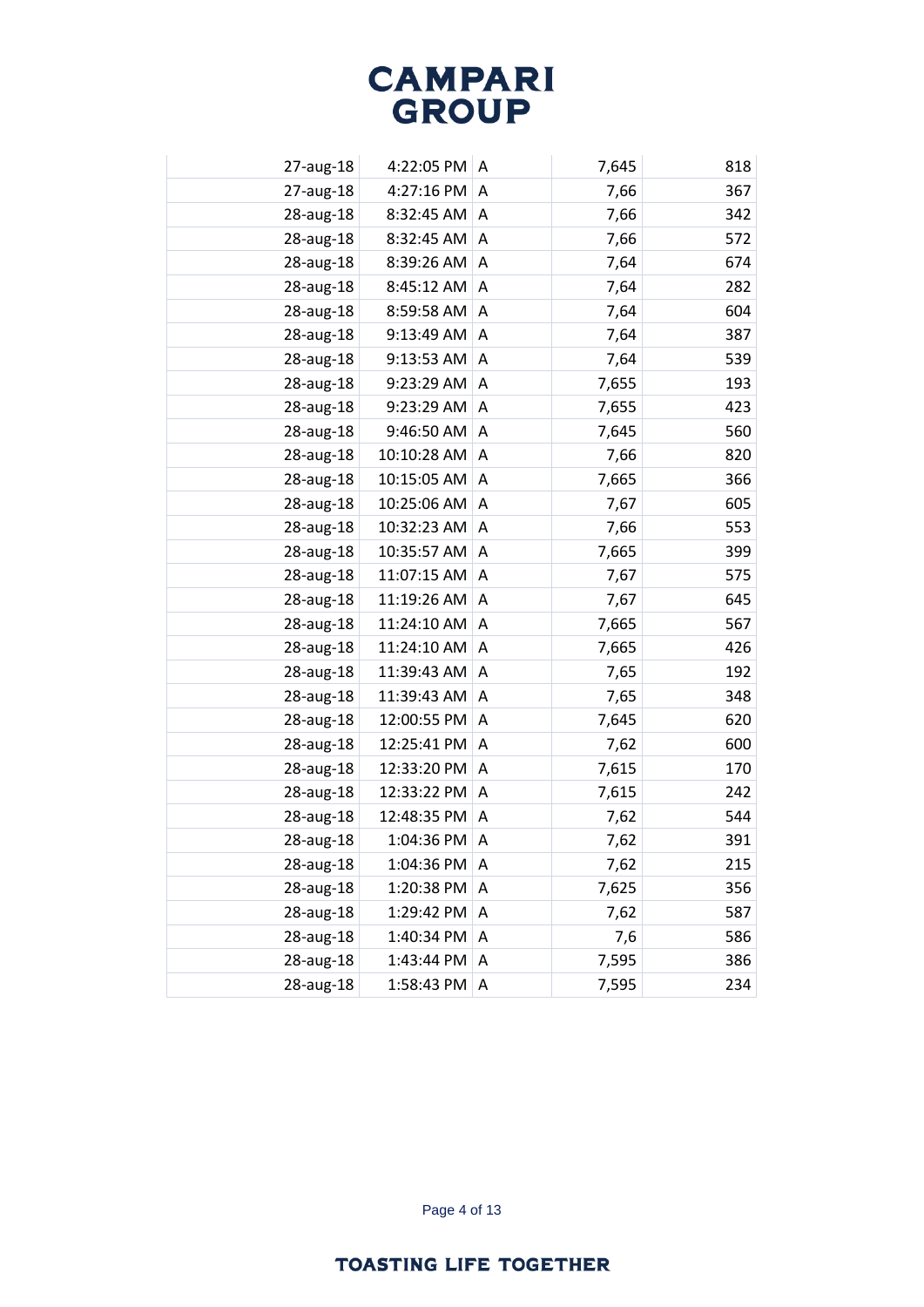| | | | | |
|---|---|---|---|---|
| 27-aug-18 | 4:22:05 PM | A | 7,645 | 818 |
| 27-aug-18 | 4:27:16 PM | A | 7,66 | 367 |
| 28-aug-18 | 8:32:45 AM | A | 7,66 | 342 |
| 28-aug-18 | 8:32:45 AM | A | 7,66 | 572 |
| 28-aug-18 | 8:39:26 AM | A | 7,64 | 674 |
| 28-aug-18 | 8:45:12 AM | A | 7,64 | 282 |
| 28-aug-18 | 8:59:58 AM | A | 7,64 | 604 |
| 28-aug-18 | 9:13:49 AM | A | 7,64 | 387 |
| 28-aug-18 | 9:13:53 AM | A | 7,64 | 539 |
| 28-aug-18 | 9:23:29 AM | A | 7,655 | 193 |
| 28-aug-18 | 9:23:29 AM | A | 7,655 | 423 |
| 28-aug-18 | 9:46:50 AM | A | 7,645 | 560 |
| 28-aug-18 | 10:10:28 AM | A | 7,66 | 820 |
| 28-aug-18 | 10:15:05 AM | A | 7,665 | 366 |
| 28-aug-18 | 10:25:06 AM | A | 7,67 | 605 |
| 28-aug-18 | 10:32:23 AM | A | 7,66 | 553 |
| 28-aug-18 | 10:35:57 AM | A | 7,665 | 399 |
| 28-aug-18 | 11:07:15 AM | A | 7,67 | 575 |
| 28-aug-18 | 11:19:26 AM | A | 7,67 | 645 |
| 28-aug-18 | 11:24:10 AM | A | 7,665 | 567 |
| 28-aug-18 | 11:24:10 AM | A | 7,665 | 426 |
| 28-aug-18 | 11:39:43 AM | A | 7,65 | 192 |
| 28-aug-18 | 11:39:43 AM | A | 7,65 | 348 |
| 28-aug-18 | 12:00:55 PM | A | 7,645 | 620 |
| 28-aug-18 | 12:25:41 PM | A | 7,62 | 600 |
| 28-aug-18 | 12:33:20 PM | A | 7,615 | 170 |
| 28-aug-18 | 12:33:22 PM | A | 7,615 | 242 |
| 28-aug-18 | 12:48:35 PM | A | 7,62 | 544 |
| 28-aug-18 | 1:04:36 PM | A | 7,62 | 391 |
| 28-aug-18 | 1:04:36 PM | A | 7,62 | 215 |
| 28-aug-18 | 1:20:38 PM | A | 7,625 | 356 |
| 28-aug-18 | 1:29:42 PM | A | 7,62 | 587 |
| 28-aug-18 | 1:40:34 PM | A | 7,6 | 586 |
| 28-aug-18 | 1:43:44 PM | A | 7,595 | 386 |
| 28-aug-18 | 1:58:43 PM | A | 7,595 | 234 |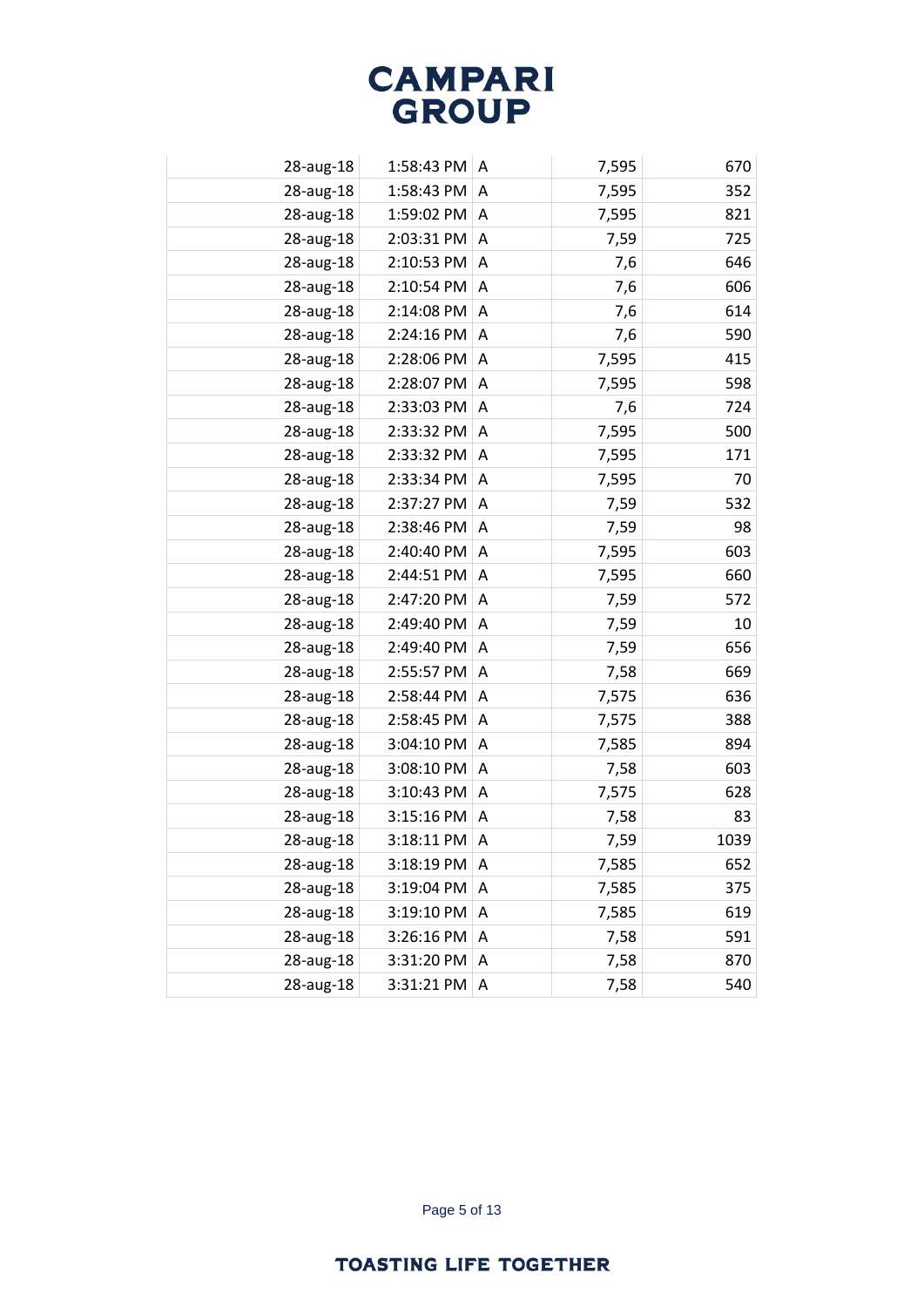| | | | | |
|---|---|---|---|---|
| 28-aug-18 | 1:58:43 PM | A | 7,595 | 670 |
| 28-aug-18 | 1:58:43 PM | A | 7,595 | 352 |
| 28-aug-18 | 1:59:02 PM | A | 7,595 | 821 |
| 28-aug-18 | 2:03:31 PM | A | 7,59 | 725 |
| 28-aug-18 | 2:10:53 PM | A | 7,6 | 646 |
| 28-aug-18 | 2:10:54 PM | A | 7,6 | 606 |
| 28-aug-18 | 2:14:08 PM | A | 7,6 | 614 |
| 28-aug-18 | 2:24:16 PM | A | 7,6 | 590 |
| 28-aug-18 | 2:28:06 PM | A | 7,595 | 415 |
| 28-aug-18 | 2:28:07 PM | A | 7,595 | 598 |
| 28-aug-18 | 2:33:03 PM | A | 7,6 | 724 |
| 28-aug-18 | 2:33:32 PM | A | 7,595 | 500 |
| 28-aug-18 | 2:33:32 PM | A | 7,595 | 171 |
| 28-aug-18 | 2:33:34 PM | A | 7,595 | 70 |
| 28-aug-18 | 2:37:27 PM | A | 7,59 | 532 |
| 28-aug-18 | 2:38:46 PM | A | 7,59 | 98 |
| 28-aug-18 | 2:40:40 PM | A | 7,595 | 603 |
| 28-aug-18 | 2:44:51 PM | A | 7,595 | 660 |
| 28-aug-18 | 2:47:20 PM | A | 7,59 | 572 |
| 28-aug-18 | 2:49:40 PM | A | 7,59 | 10 |
| 28-aug-18 | 2:49:40 PM | A | 7,59 | 656 |
| 28-aug-18 | 2:55:57 PM | A | 7,58 | 669 |
| 28-aug-18 | 2:58:44 PM | A | 7,575 | 636 |
| 28-aug-18 | 2:58:45 PM | A | 7,575 | 388 |
| 28-aug-18 | 3:04:10 PM | A | 7,585 | 894 |
| 28-aug-18 | 3:08:10 PM | A | 7,58 | 603 |
| 28-aug-18 | 3:10:43 PM | A | 7,575 | 628 |
| 28-aug-18 | 3:15:16 PM | A | 7,58 | 83 |
| 28-aug-18 | 3:18:11 PM | A | 7,59 | 1039 |
| 28-aug-18 | 3:18:19 PM | A | 7,585 | 652 |
| 28-aug-18 | 3:19:04 PM | A | 7,585 | 375 |
| 28-aug-18 | 3:19:10 PM | A | 7,585 | 619 |
| 28-aug-18 | 3:26:16 PM | A | 7,58 | 591 |
| 28-aug-18 | 3:31:20 PM | A | 7,58 | 870 |
| 28-aug-18 | 3:31:21 PM | A | 7,58 | 540 |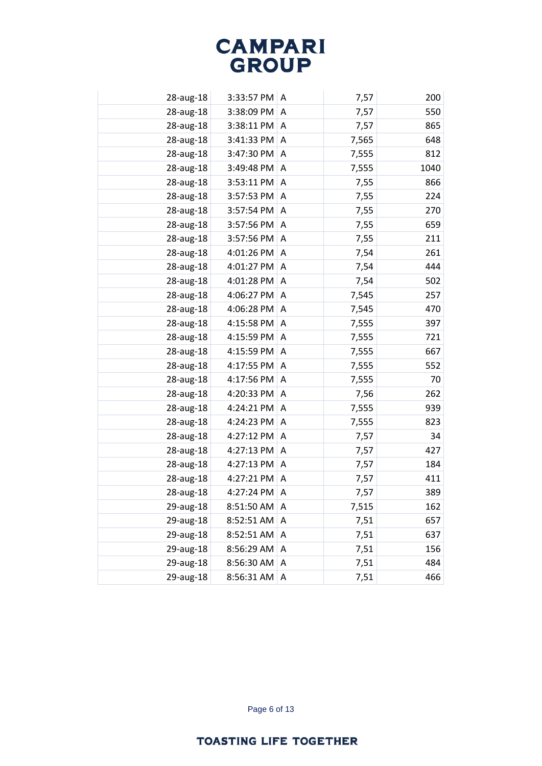| | | | | |
|---|---|---|---|---|
| 28-aug-18 | 3:33:57 PM | A | 7,57 | 200 |
| 28-aug-18 | 3:38:09 PM | A | 7,57 | 550 |
| 28-aug-18 | 3:38:11 PM | A | 7,57 | 865 |
| 28-aug-18 | 3:41:33 PM | A | 7,565 | 648 |
| 28-aug-18 | 3:47:30 PM | A | 7,555 | 812 |
| 28-aug-18 | 3:49:48 PM | A | 7,555 | 1040 |
| 28-aug-18 | 3:53:11 PM | A | 7,55 | 866 |
| 28-aug-18 | 3:57:53 PM | A | 7,55 | 224 |
| 28-aug-18 | 3:57:54 PM | A | 7,55 | 270 |
| 28-aug-18 | 3:57:56 PM | A | 7,55 | 659 |
| 28-aug-18 | 3:57:56 PM | A | 7,55 | 211 |
| 28-aug-18 | 4:01:26 PM | A | 7,54 | 261 |
| 28-aug-18 | 4:01:27 PM | A | 7,54 | 444 |
| 28-aug-18 | 4:01:28 PM | A | 7,54 | 502 |
| 28-aug-18 | 4:06:27 PM | A | 7,545 | 257 |
| 28-aug-18 | 4:06:28 PM | A | 7,545 | 470 |
| 28-aug-18 | 4:15:58 PM | A | 7,555 | 397 |
| 28-aug-18 | 4:15:59 PM | A | 7,555 | 721 |
| 28-aug-18 | 4:15:59 PM | A | 7,555 | 667 |
| 28-aug-18 | 4:17:55 PM | A | 7,555 | 552 |
| 28-aug-18 | 4:17:56 PM | A | 7,555 | 70 |
| 28-aug-18 | 4:20:33 PM | A | 7,56 | 262 |
| 28-aug-18 | 4:24:21 PM | A | 7,555 | 939 |
| 28-aug-18 | 4:24:23 PM | A | 7,555 | 823 |
| 28-aug-18 | 4:27:12 PM | A | 7,57 | 34 |
| 28-aug-18 | 4:27:13 PM | A | 7,57 | 427 |
| 28-aug-18 | 4:27:13 PM | A | 7,57 | 184 |
| 28-aug-18 | 4:27:21 PM | A | 7,57 | 411 |
| 28-aug-18 | 4:27:24 PM | A | 7,57 | 389 |
| 29-aug-18 | 8:51:50 AM | A | 7,515 | 162 |
| 29-aug-18 | 8:52:51 AM | A | 7,51 | 657 |
| 29-aug-18 | 8:52:51 AM | A | 7,51 | 637 |
| 29-aug-18 | 8:56:29 AM | A | 7,51 | 156 |
| 29-aug-18 | 8:56:30 AM | A | 7,51 | 484 |
| 29-aug-18 | 8:56:31 AM | A | 7,51 | 466 |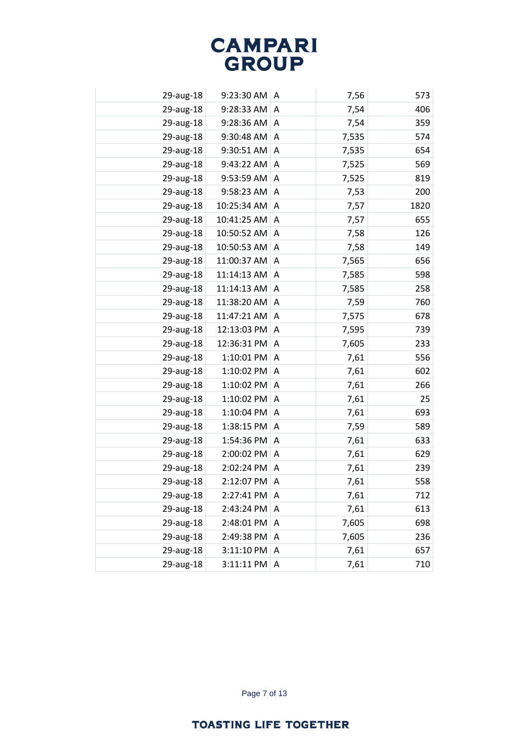| | | | | |
|---|---|---|---|---|
| 29-aug-18 | 9:23:30 AM | A | 7,56 | 573 |
| 29-aug-18 | 9:28:33 AM | A | 7,54 | 406 |
| 29-aug-18 | 9:28:36 AM | A | 7,54 | 359 |
| 29-aug-18 | 9:30:48 AM | A | 7,535 | 574 |
| 29-aug-18 | 9:30:51 AM | A | 7,535 | 654 |
| 29-aug-18 | 9:43:22 AM | A | 7,525 | 569 |
| 29-aug-18 | 9:53:59 AM | A | 7,525 | 819 |
| 29-aug-18 | 9:58:23 AM | A | 7,53 | 200 |
| 29-aug-18 | 10:25:34 AM | A | 7,57 | 1820 |
| 29-aug-18 | 10:41:25 AM | A | 7,57 | 655 |
| 29-aug-18 | 10:50:52 AM | A | 7,58 | 126 |
| 29-aug-18 | 10:50:53 AM | A | 7,58 | 149 |
| 29-aug-18 | 11:00:37 AM | A | 7,565 | 656 |
| 29-aug-18 | 11:14:13 AM | A | 7,585 | 598 |
| 29-aug-18 | 11:14:13 AM | A | 7,585 | 258 |
| 29-aug-18 | 11:38:20 AM | A | 7,59 | 760 |
| 29-aug-18 | 11:47:21 AM | A | 7,575 | 678 |
| 29-aug-18 | 12:13:03 PM | A | 7,595 | 739 |
| 29-aug-18 | 12:36:31 PM | A | 7,605 | 233 |
| 29-aug-18 | 1:10:01 PM | A | 7,61 | 556 |
| 29-aug-18 | 1:10:02 PM | A | 7,61 | 602 |
| 29-aug-18 | 1:10:02 PM | A | 7,61 | 266 |
| 29-aug-18 | 1:10:02 PM | A | 7,61 | 25 |
| 29-aug-18 | 1:10:04 PM | A | 7,61 | 693 |
| 29-aug-18 | 1:38:15 PM | A | 7,59 | 589 |
| 29-aug-18 | 1:54:36 PM | A | 7,61 | 633 |
| 29-aug-18 | 2:00:02 PM | A | 7,61 | 629 |
| 29-aug-18 | 2:02:24 PM | A | 7,61 | 239 |
| 29-aug-18 | 2:12:07 PM | A | 7,61 | 558 |
| 29-aug-18 | 2:27:41 PM | A | 7,61 | 712 |
| 29-aug-18 | 2:43:24 PM | A | 7,61 | 613 |
| 29-aug-18 | 2:48:01 PM | A | 7,605 | 698 |
| 29-aug-18 | 2:49:38 PM | A | 7,605 | 236 |
| 29-aug-18 | 3:11:10 PM | A | 7,61 | 657 |
| 29-aug-18 | 3:11:11 PM | A | 7,61 | 710 |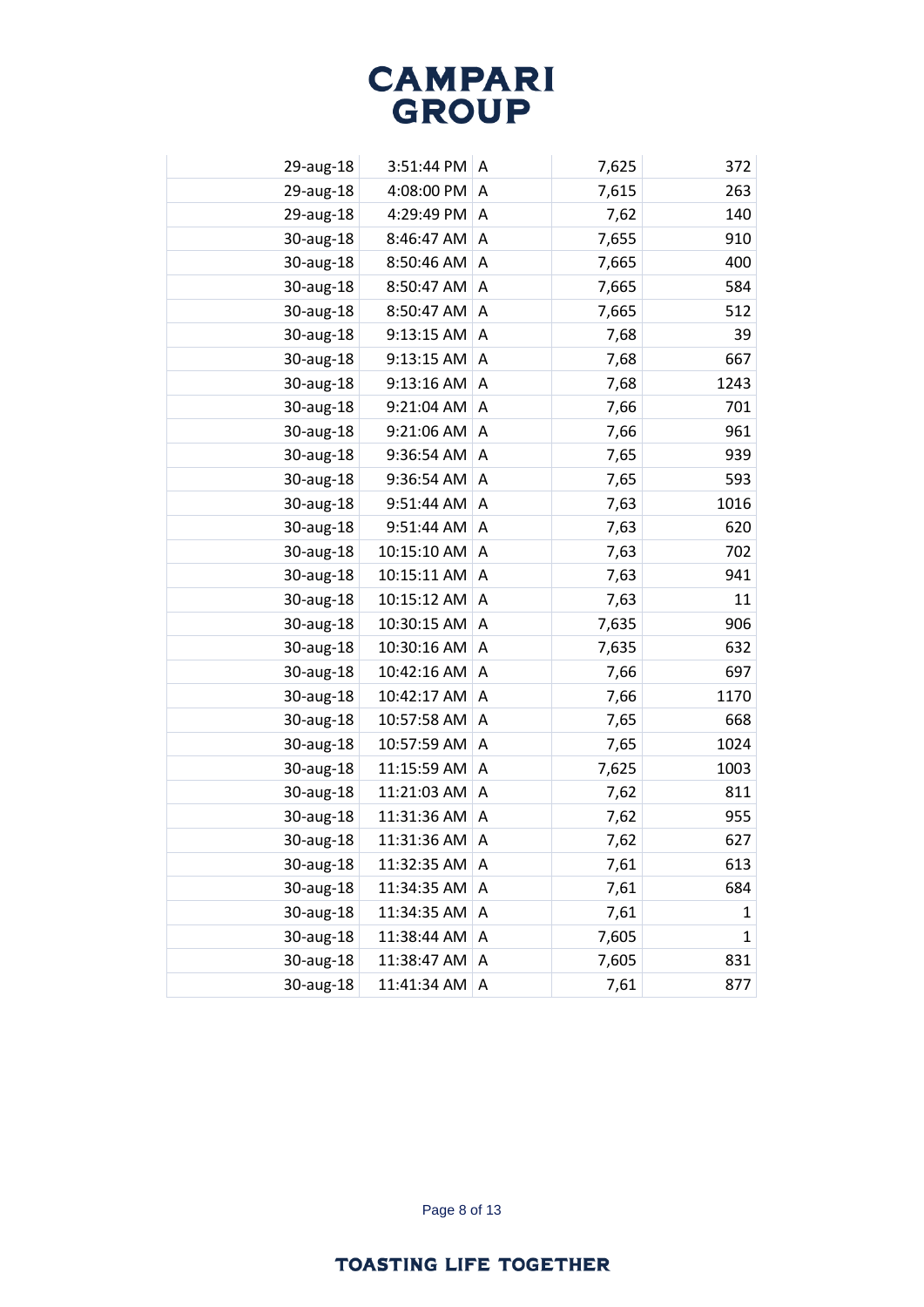| | | | | |
|---|---|---|---|---|
| 29-aug-18 | 3:51:44 PM | A | 7,625 | 372 |
| 29-aug-18 | 4:08:00 PM | A | 7,615 | 263 |
| 29-aug-18 | 4:29:49 PM | A | 7,62 | 140 |
| 30-aug-18 | 8:46:47 AM | A | 7,655 | 910 |
| 30-aug-18 | 8:50:46 AM | A | 7,665 | 400 |
| 30-aug-18 | 8:50:47 AM | A | 7,665 | 584 |
| 30-aug-18 | 8:50:47 AM | A | 7,665 | 512 |
| 30-aug-18 | 9:13:15 AM | A | 7,68 | 39 |
| 30-aug-18 | 9:13:15 AM | A | 7,68 | 667 |
| 30-aug-18 | 9:13:16 AM | A | 7,68 | 1243 |
| 30-aug-18 | 9:21:04 AM | A | 7,66 | 701 |
| 30-aug-18 | 9:21:06 AM | A | 7,66 | 961 |
| 30-aug-18 | 9:36:54 AM | A | 7,65 | 939 |
| 30-aug-18 | 9:36:54 AM | A | 7,65 | 593 |
| 30-aug-18 | 9:51:44 AM | A | 7,63 | 1016 |
| 30-aug-18 | 9:51:44 AM | A | 7,63 | 620 |
| 30-aug-18 | 10:15:10 AM | A | 7,63 | 702 |
| 30-aug-18 | 10:15:11 AM | A | 7,63 | 941 |
| 30-aug-18 | 10:15:12 AM | A | 7,63 | 11 |
| 30-aug-18 | 10:30:15 AM | A | 7,635 | 906 |
| 30-aug-18 | 10:30:16 AM | A | 7,635 | 632 |
| 30-aug-18 | 10:42:16 AM | A | 7,66 | 697 |
| 30-aug-18 | 10:42:17 AM | A | 7,66 | 1170 |
| 30-aug-18 | 10:57:58 AM | A | 7,65 | 668 |
| 30-aug-18 | 10:57:59 AM | A | 7,65 | 1024 |
| 30-aug-18 | 11:15:59 AM | A | 7,625 | 1003 |
| 30-aug-18 | 11:21:03 AM | A | 7,62 | 811 |
| 30-aug-18 | 11:31:36 AM | A | 7,62 | 955 |
| 30-aug-18 | 11:31:36 AM | A | 7,62 | 627 |
| 30-aug-18 | 11:32:35 AM | A | 7,61 | 613 |
| 30-aug-18 | 11:34:35 AM | A | 7,61 | 684 |
| 30-aug-18 | 11:34:35 AM | A | 7,61 | 1 |
| 30-aug-18 | 11:38:44 AM | A | 7,605 | 1 |
| 30-aug-18 | 11:38:47 AM | A | 7,605 | 831 |
| 30-aug-18 | 11:41:34 AM | A | 7,61 | 877 |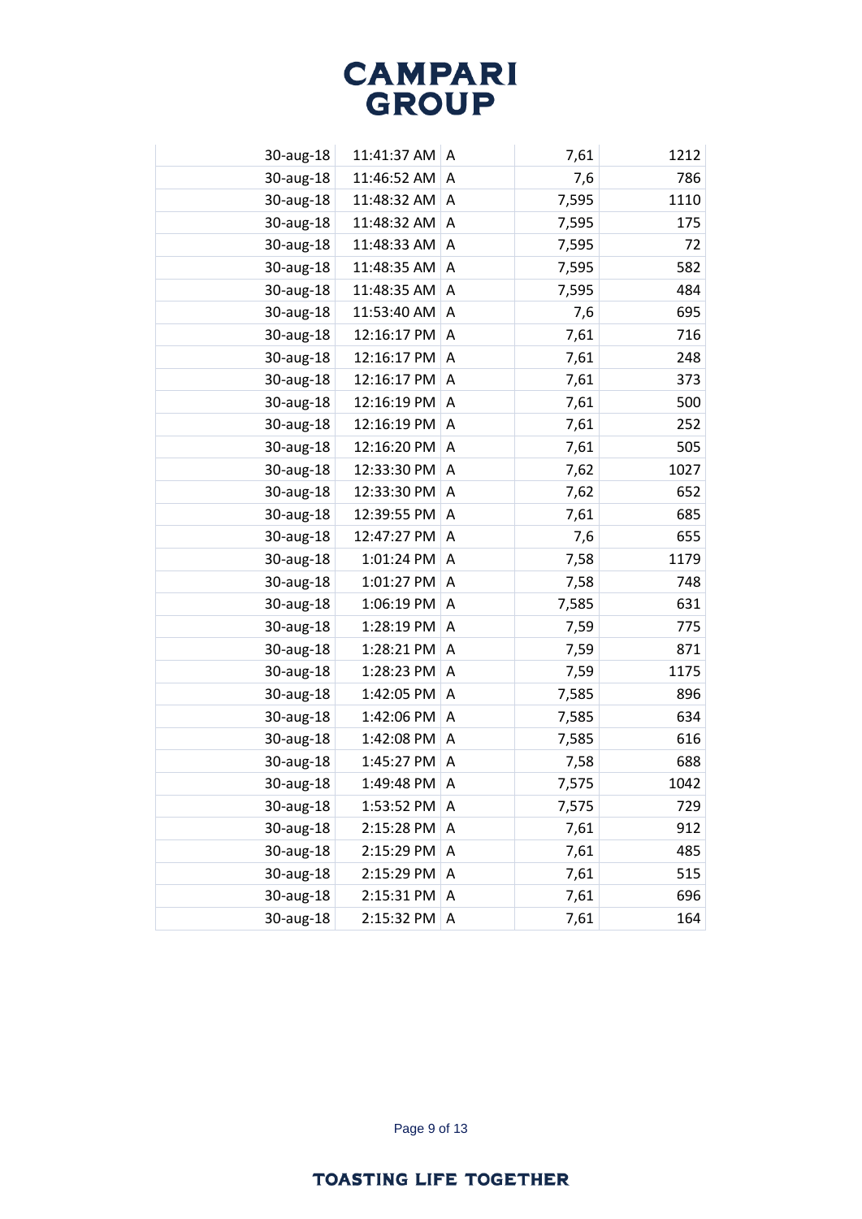| | | | | |
|---|---|---|---|---|
| 30-aug-18 | 11:41:37 AM | A | 7,61 | 1212 |
| 30-aug-18 | 11:46:52 AM | A | 7,6 | 786 |
| 30-aug-18 | 11:48:32 AM | A | 7,595 | 1110 |
| 30-aug-18 | 11:48:32 AM | A | 7,595 | 175 |
| 30-aug-18 | 11:48:33 AM | A | 7,595 | 72 |
| 30-aug-18 | 11:48:35 AM | A | 7,595 | 582 |
| 30-aug-18 | 11:48:35 AM | A | 7,595 | 484 |
| 30-aug-18 | 11:53:40 AM | A | 7,6 | 695 |
| 30-aug-18 | 12:16:17 PM | A | 7,61 | 716 |
| 30-aug-18 | 12:16:17 PM | A | 7,61 | 248 |
| 30-aug-18 | 12:16:17 PM | A | 7,61 | 373 |
| 30-aug-18 | 12:16:19 PM | A | 7,61 | 500 |
| 30-aug-18 | 12:16:19 PM | A | 7,61 | 252 |
| 30-aug-18 | 12:16:20 PM | A | 7,61 | 505 |
| 30-aug-18 | 12:33:30 PM | A | 7,62 | 1027 |
| 30-aug-18 | 12:33:30 PM | A | 7,62 | 652 |
| 30-aug-18 | 12:39:55 PM | A | 7,61 | 685 |
| 30-aug-18 | 12:47:27 PM | A | 7,6 | 655 |
| 30-aug-18 | 1:01:24 PM | A | 7,58 | 1179 |
| 30-aug-18 | 1:01:27 PM | A | 7,58 | 748 |
| 30-aug-18 | 1:06:19 PM | A | 7,585 | 631 |
| 30-aug-18 | 1:28:19 PM | A | 7,59 | 775 |
| 30-aug-18 | 1:28:21 PM | A | 7,59 | 871 |
| 30-aug-18 | 1:28:23 PM | A | 7,59 | 1175 |
| 30-aug-18 | 1:42:05 PM | A | 7,585 | 896 |
| 30-aug-18 | 1:42:06 PM | A | 7,585 | 634 |
| 30-aug-18 | 1:42:08 PM | A | 7,585 | 616 |
| 30-aug-18 | 1:45:27 PM | A | 7,58 | 688 |
| 30-aug-18 | 1:49:48 PM | A | 7,575 | 1042 |
| 30-aug-18 | 1:53:52 PM | A | 7,575 | 729 |
| 30-aug-18 | 2:15:28 PM | A | 7,61 | 912 |
| 30-aug-18 | 2:15:29 PM | A | 7,61 | 485 |
| 30-aug-18 | 2:15:29 PM | A | 7,61 | 515 |
| 30-aug-18 | 2:15:31 PM | A | 7,61 | 696 |
| 30-aug-18 | 2:15:32 PM | A | 7,61 | 164 |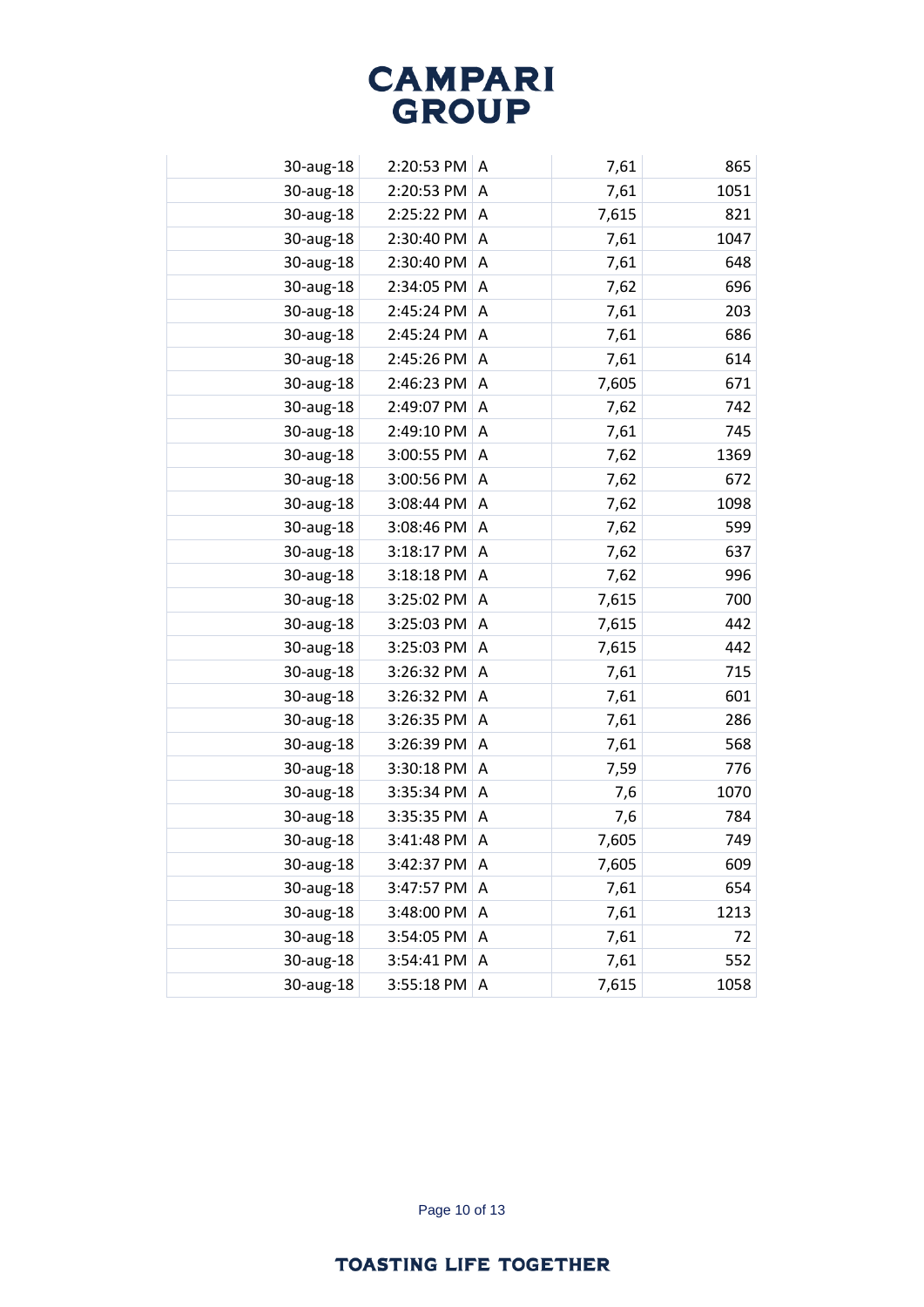| | | | | |
|---|---|---|---|---|
| 30-aug-18 | 2:20:53 PM | A | 7,61 | 865 |
| 30-aug-18 | 2:20:53 PM | A | 7,61 | 1051 |
| 30-aug-18 | 2:25:22 PM | A | 7,615 | 821 |
| 30-aug-18 | 2:30:40 PM | A | 7,61 | 1047 |
| 30-aug-18 | 2:30:40 PM | A | 7,61 | 648 |
| 30-aug-18 | 2:34:05 PM | A | 7,62 | 696 |
| 30-aug-18 | 2:45:24 PM | A | 7,61 | 203 |
| 30-aug-18 | 2:45:24 PM | A | 7,61 | 686 |
| 30-aug-18 | 2:45:26 PM | A | 7,61 | 614 |
| 30-aug-18 | 2:46:23 PM | A | 7,605 | 671 |
| 30-aug-18 | 2:49:07 PM | A | 7,62 | 742 |
| 30-aug-18 | 2:49:10 PM | A | 7,61 | 745 |
| 30-aug-18 | 3:00:55 PM | A | 7,62 | 1369 |
| 30-aug-18 | 3:00:56 PM | A | 7,62 | 672 |
| 30-aug-18 | 3:08:44 PM | A | 7,62 | 1098 |
| 30-aug-18 | 3:08:46 PM | A | 7,62 | 599 |
| 30-aug-18 | 3:18:17 PM | A | 7,62 | 637 |
| 30-aug-18 | 3:18:18 PM | A | 7,62 | 996 |
| 30-aug-18 | 3:25:02 PM | A | 7,615 | 700 |
| 30-aug-18 | 3:25:03 PM | A | 7,615 | 442 |
| 30-aug-18 | 3:25:03 PM | A | 7,615 | 442 |
| 30-aug-18 | 3:26:32 PM | A | 7,61 | 715 |
| 30-aug-18 | 3:26:32 PM | A | 7,61 | 601 |
| 30-aug-18 | 3:26:35 PM | A | 7,61 | 286 |
| 30-aug-18 | 3:26:39 PM | A | 7,61 | 568 |
| 30-aug-18 | 3:30:18 PM | A | 7,59 | 776 |
| 30-aug-18 | 3:35:34 PM | A | 7,6 | 1070 |
| 30-aug-18 | 3:35:35 PM | A | 7,6 | 784 |
| 30-aug-18 | 3:41:48 PM | A | 7,605 | 749 |
| 30-aug-18 | 3:42:37 PM | A | 7,605 | 609 |
| 30-aug-18 | 3:47:57 PM | A | 7,61 | 654 |
| 30-aug-18 | 3:48:00 PM | A | 7,61 | 1213 |
| 30-aug-18 | 3:54:05 PM | A | 7,61 | 72 |
| 30-aug-18 | 3:54:41 PM | A | 7,61 | 552 |
| 30-aug-18 | 3:55:18 PM | A | 7,615 | 1058 |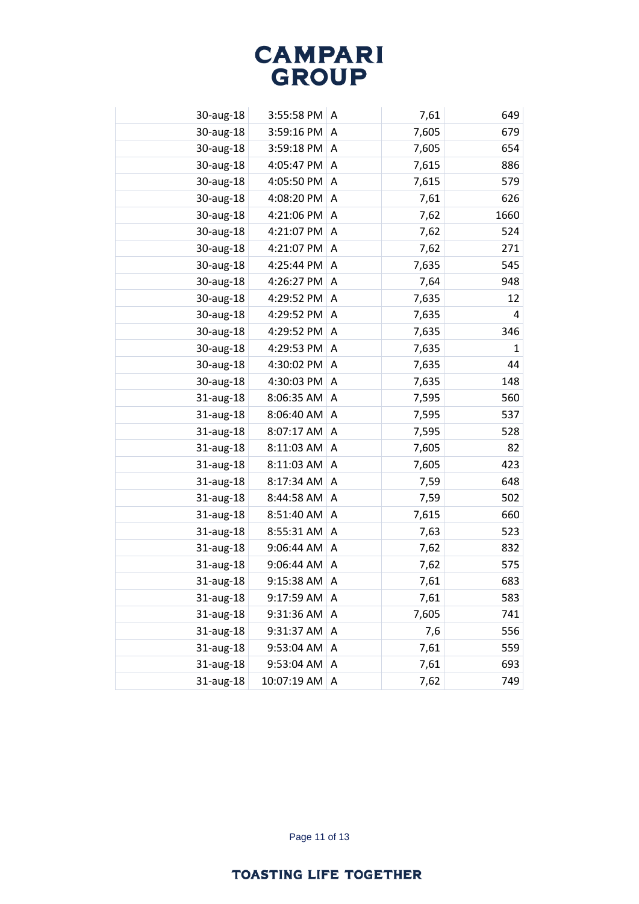| | | | | |
|---|---|---|---|---|
| 30-aug-18 | 3:55:58 PM | A | 7,61 | 649 |
| 30-aug-18 | 3:59:16 PM | A | 7,605 | 679 |
| 30-aug-18 | 3:59:18 PM | A | 7,605 | 654 |
| 30-aug-18 | 4:05:47 PM | A | 7,615 | 886 |
| 30-aug-18 | 4:05:50 PM | A | 7,615 | 579 |
| 30-aug-18 | 4:08:20 PM | A | 7,61 | 626 |
| 30-aug-18 | 4:21:06 PM | A | 7,62 | 1660 |
| 30-aug-18 | 4:21:07 PM | A | 7,62 | 524 |
| 30-aug-18 | 4:21:07 PM | A | 7,62 | 271 |
| 30-aug-18 | 4:25:44 PM | A | 7,635 | 545 |
| 30-aug-18 | 4:26:27 PM | A | 7,64 | 948 |
| 30-aug-18 | 4:29:52 PM | A | 7,635 | 12 |
| 30-aug-18 | 4:29:52 PM | A | 7,635 | 4 |
| 30-aug-18 | 4:29:52 PM | A | 7,635 | 346 |
| 30-aug-18 | 4:29:53 PM | A | 7,635 | 1 |
| 30-aug-18 | 4:30:02 PM | A | 7,635 | 44 |
| 30-aug-18 | 4:30:03 PM | A | 7,635 | 148 |
| 31-aug-18 | 8:06:35 AM | A | 7,595 | 560 |
| 31-aug-18 | 8:06:40 AM | A | 7,595 | 537 |
| 31-aug-18 | 8:07:17 AM | A | 7,595 | 528 |
| 31-aug-18 | 8:11:03 AM | A | 7,605 | 82 |
| 31-aug-18 | 8:11:03 AM | A | 7,605 | 423 |
| 31-aug-18 | 8:17:34 AM | A | 7,59 | 648 |
| 31-aug-18 | 8:44:58 AM | A | 7,59 | 502 |
| 31-aug-18 | 8:51:40 AM | A | 7,615 | 660 |
| 31-aug-18 | 8:55:31 AM | A | 7,63 | 523 |
| 31-aug-18 | 9:06:44 AM | A | 7,62 | 832 |
| 31-aug-18 | 9:06:44 AM | A | 7,62 | 575 |
| 31-aug-18 | 9:15:38 AM | A | 7,61 | 683 |
| 31-aug-18 | 9:17:59 AM | A | 7,61 | 583 |
| 31-aug-18 | 9:31:36 AM | A | 7,605 | 741 |
| 31-aug-18 | 9:31:37 AM | A | 7,6 | 556 |
| 31-aug-18 | 9:53:04 AM | A | 7,61 | 559 |
| 31-aug-18 | 9:53:04 AM | A | 7,61 | 693 |
| 31-aug-18 | 10:07:19 AM | A | 7,62 | 749 |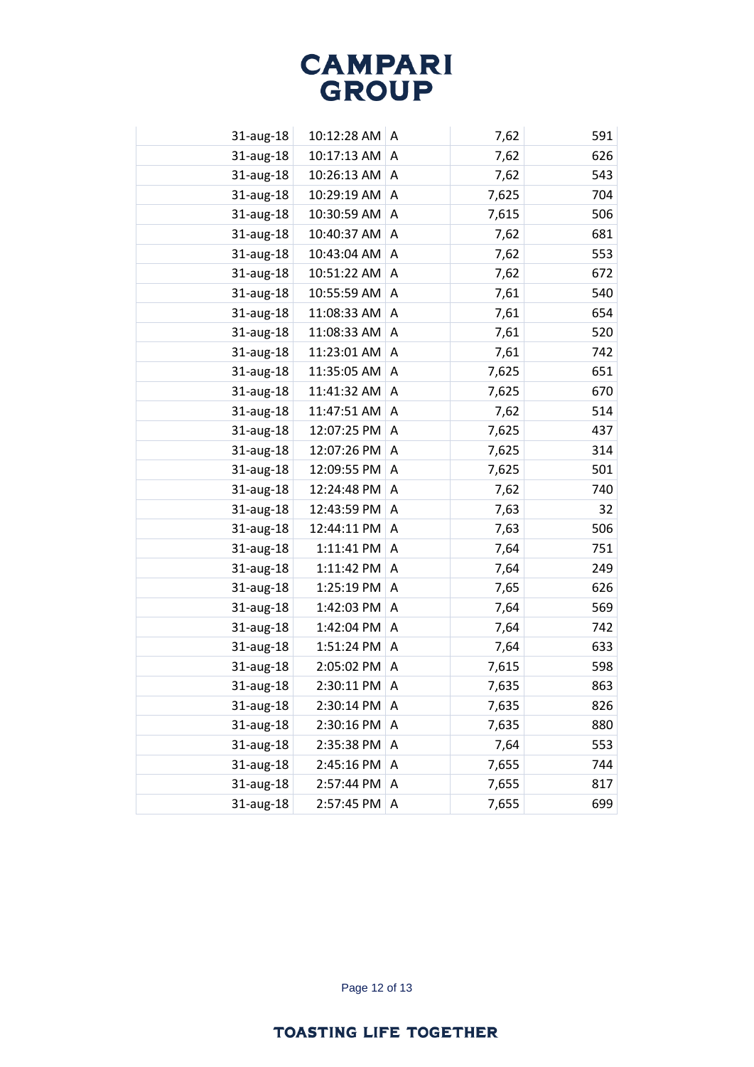| | | | | |
|---|---|---|---|---|
| 31-aug-18 | 10:12:28 AM | A | 7,62 | 591 |
| 31-aug-18 | 10:17:13 AM | A | 7,62 | 626 |
| 31-aug-18 | 10:26:13 AM | A | 7,62 | 543 |
| 31-aug-18 | 10:29:19 AM | A | 7,625 | 704 |
| 31-aug-18 | 10:30:59 AM | A | 7,615 | 506 |
| 31-aug-18 | 10:40:37 AM | A | 7,62 | 681 |
| 31-aug-18 | 10:43:04 AM | A | 7,62 | 553 |
| 31-aug-18 | 10:51:22 AM | A | 7,62 | 672 |
| 31-aug-18 | 10:55:59 AM | A | 7,61 | 540 |
| 31-aug-18 | 11:08:33 AM | A | 7,61 | 654 |
| 31-aug-18 | 11:08:33 AM | A | 7,61 | 520 |
| 31-aug-18 | 11:23:01 AM | A | 7,61 | 742 |
| 31-aug-18 | 11:35:05 AM | A | 7,625 | 651 |
| 31-aug-18 | 11:41:32 AM | A | 7,625 | 670 |
| 31-aug-18 | 11:47:51 AM | A | 7,62 | 514 |
| 31-aug-18 | 12:07:25 PM | A | 7,625 | 437 |
| 31-aug-18 | 12:07:26 PM | A | 7,625 | 314 |
| 31-aug-18 | 12:09:55 PM | A | 7,625 | 501 |
| 31-aug-18 | 12:24:48 PM | A | 7,62 | 740 |
| 31-aug-18 | 12:43:59 PM | A | 7,63 | 32 |
| 31-aug-18 | 12:44:11 PM | A | 7,63 | 506 |
| 31-aug-18 | 1:11:41 PM | A | 7,64 | 751 |
| 31-aug-18 | 1:11:42 PM | A | 7,64 | 249 |
| 31-aug-18 | 1:25:19 PM | A | 7,65 | 626 |
| 31-aug-18 | 1:42:03 PM | A | 7,64 | 569 |
| 31-aug-18 | 1:42:04 PM | A | 7,64 | 742 |
| 31-aug-18 | 1:51:24 PM | A | 7,64 | 633 |
| 31-aug-18 | 2:05:02 PM | A | 7,615 | 598 |
| 31-aug-18 | 2:30:11 PM | A | 7,635 | 863 |
| 31-aug-18 | 2:30:14 PM | A | 7,635 | 826 |
| 31-aug-18 | 2:30:16 PM | A | 7,635 | 880 |
| 31-aug-18 | 2:35:38 PM | A | 7,64 | 553 |
| 31-aug-18 | 2:45:16 PM | A | 7,655 | 744 |
| 31-aug-18 | 2:57:44 PM | A | 7,655 | 817 |
| 31-aug-18 | 2:57:45 PM | A | 7,655 | 699 |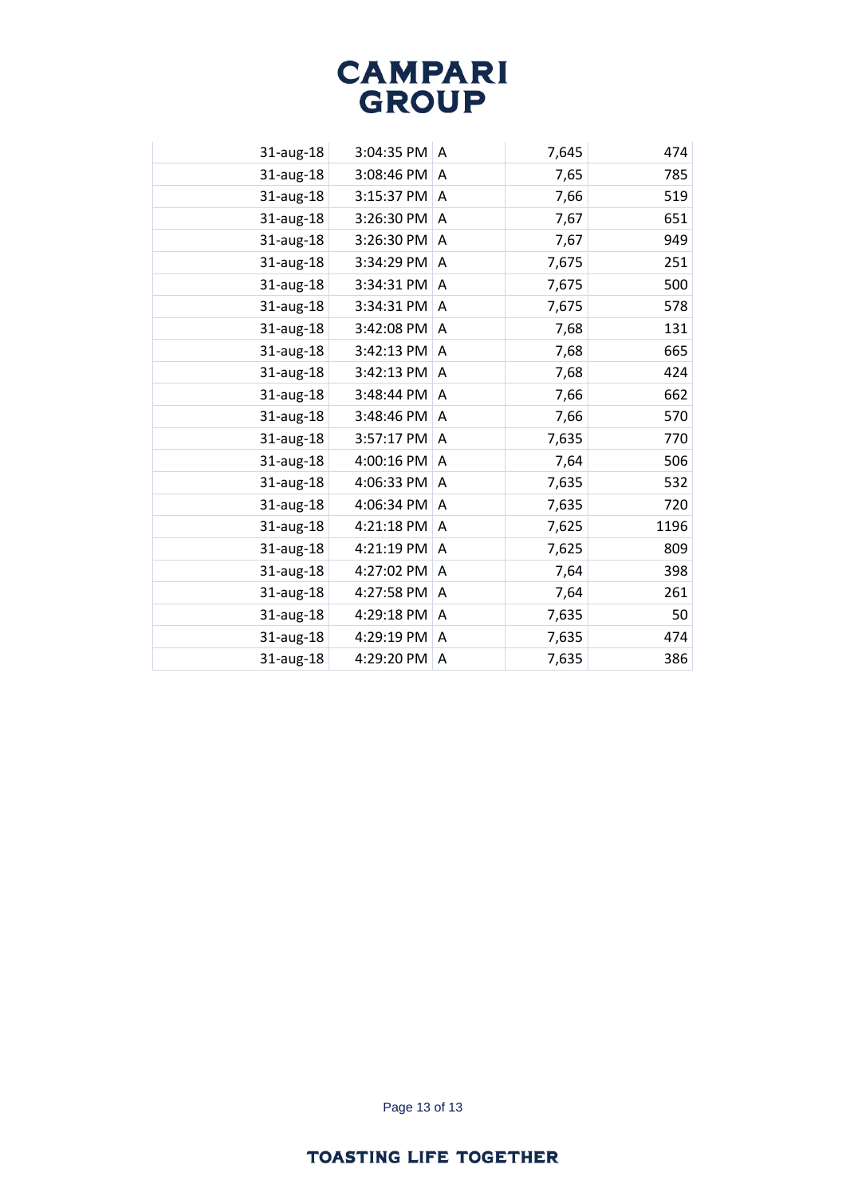| | | | | |
|---|---|---|---|---|
| 31-aug-18 | 3:04:35 PM | A | 7,645 | 474 |
| 31-aug-18 | 3:08:46 PM | A | 7,65 | 785 |
| 31-aug-18 | 3:15:37 PM | A | 7,66 | 519 |
| 31-aug-18 | 3:26:30 PM | A | 7,67 | 651 |
| 31-aug-18 | 3:26:30 PM | A | 7,67 | 949 |
| 31-aug-18 | 3:34:29 PM | A | 7,675 | 251 |
| 31-aug-18 | 3:34:31 PM | A | 7,675 | 500 |
| 31-aug-18 | 3:34:31 PM | A | 7,675 | 578 |
| 31-aug-18 | 3:42:08 PM | A | 7,68 | 131 |
| 31-aug-18 | 3:42:13 PM | A | 7,68 | 665 |
| 31-aug-18 | 3:42:13 PM | A | 7,68 | 424 |
| 31-aug-18 | 3:48:44 PM | A | 7,66 | 662 |
| 31-aug-18 | 3:48:46 PM | A | 7,66 | 570 |
| 31-aug-18 | 3:57:17 PM | A | 7,635 | 770 |
| 31-aug-18 | 4:00:16 PM | A | 7,64 | 506 |
| 31-aug-18 | 4:06:33 PM | A | 7,635 | 532 |
| 31-aug-18 | 4:06:34 PM | A | 7,635 | 720 |
| 31-aug-18 | 4:21:18 PM | A | 7,625 | 1196 |
| 31-aug-18 | 4:21:19 PM | A | 7,625 | 809 |
| 31-aug-18 | 4:27:02 PM | A | 7,64 | 398 |
| 31-aug-18 | 4:27:58 PM | A | 7,64 | 261 |
| 31-aug-18 | 4:29:18 PM | A | 7,635 | 50 |
| 31-aug-18 | 4:29:19 PM | A | 7,635 | 474 |
| 31-aug-18 | 4:29:20 PM | A | 7,635 | 386 |